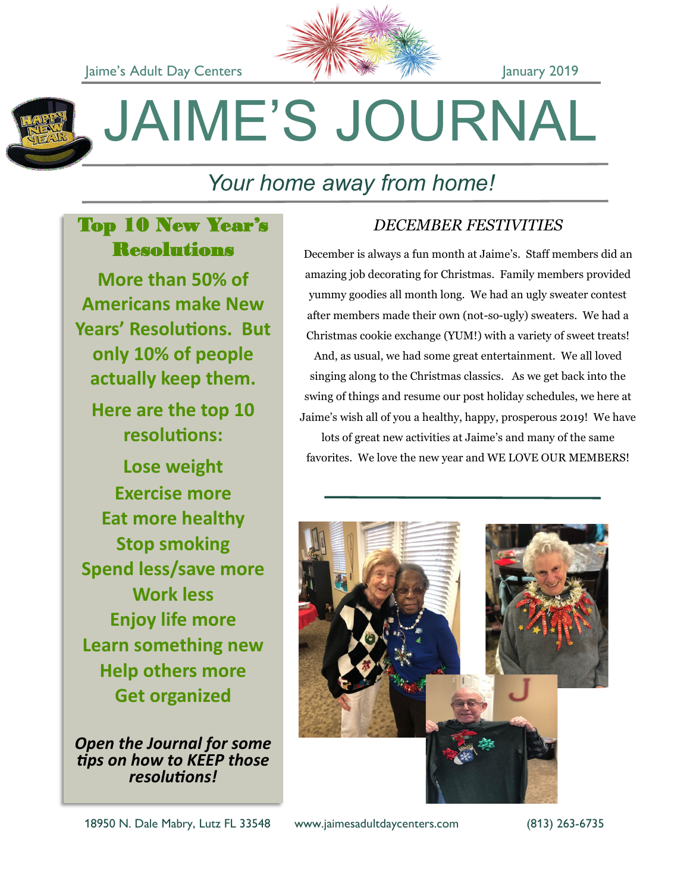Jaime's Adult Day Centers — January 2019

# JAIME'S JOURNAL

*Your home away from home!*

## Top 10 New Year's Resolutions

**More than 50% of Americans make New Years' Resolutions. But only 10% of people actually keep them.**

**Here are the top 10 resolutions:**

- Lose weight
- Exercise more
- Eat more healthy
- Stop smoking
- Spend less/save more
- Work less
- Enjoy life more
- Learn something new
- Help others more
- Get organized

***Open the Journal for some tips on how to KEEP those resolutions!***

## *DECEMBER FESTIVITIES*

December is always a fun month at Jaime's. Staff members did an amazing job decorating for Christmas. Family members provided yummy goodies all month long. We had an ugly sweater contest after members made their own (not-so-ugly) sweaters. We had a Christmas cookie exchange (YUM!) with a variety of sweet treats! And, as usual, we had some great entertainment. We all loved singing along to the Christmas classics. As we get back into the swing of things and resume our post holiday schedules, we here at Jaime's wish all of you a healthy, happy, prosperous 2019! We have lots of great new activities at Jaime's and many of the same favorites. We love the new year and WE LOVE OUR MEMBERS!

18950 N. Dale Mabry, Lutz FL 33548 — www.jaimesadultdaycenters.com — (813) 263-6735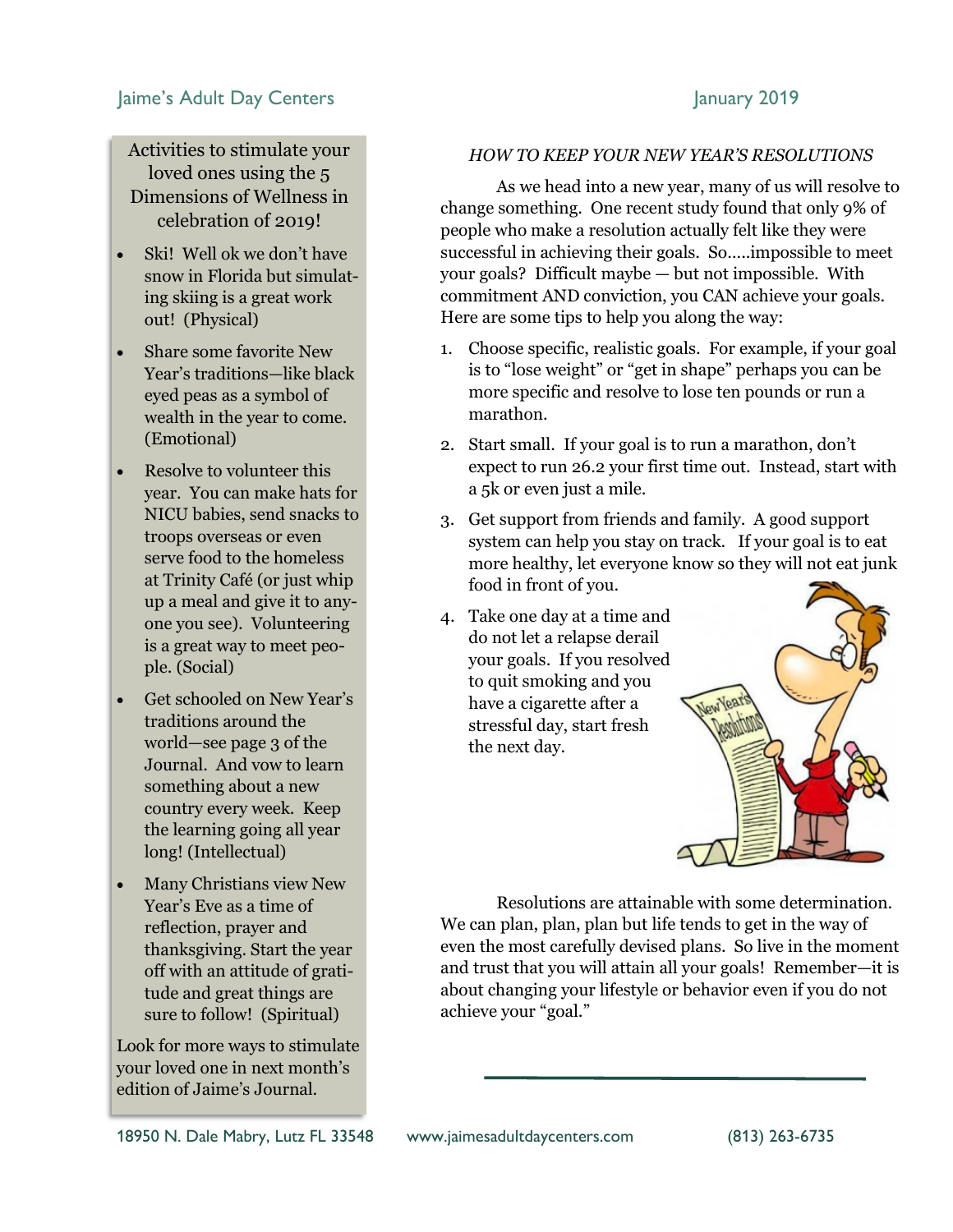Activities to stimulate your loved ones using the 5 Dimensions of Wellness in celebration of 2019!

- Ski! Well ok we don't have snow in Florida but simulating skiing is a great work out! (Physical)
- Share some favorite New Year's traditions—like black eyed peas as a symbol of wealth in the year to come. (Emotional)
- Resolve to volunteer this year. You can make hats for NICU babies, send snacks to troops overseas or even serve food to the homeless at Trinity Café (or just whip up a meal and give it to anyone you see). Volunteering is a great way to meet people. (Social)
- Get schooled on New Year's traditions around the world—see page 3 of the Journal. And vow to learn something about a new country every week. Keep the learning going all year long! (Intellectual)
- Many Christians view New Year's Eve as a time of reflection, prayer and thanksgiving. Start the year off with an attitude of gratitude and great things are sure to follow! (Spiritual)

Look for more ways to stimulate your loved one in next month's edition of Jaime's Journal.

## *HOW TO KEEP YOUR NEW YEAR'S RESOLUTIONS*

As we head into a new year, many of us will resolve to change something. One recent study found that only 9% of people who make a resolution actually felt like they were successful in achieving their goals. So.....impossible to meet your goals? Difficult maybe — but not impossible. With commitment AND conviction, you CAN achieve your goals. Here are some tips to help you along the way:

1. Choose specific, realistic goals. For example, if your goal is to "lose weight" or "get in shape" perhaps you can be more specific and resolve to lose ten pounds or run a marathon.
2. Start small. If your goal is to run a marathon, don't expect to run 26.2 your first time out. Instead, start with a 5k or even just a mile.
3. Get support from friends and family. A good support system can help you stay on track. If your goal is to eat more healthy, let everyone know so they will not eat junk food in front of you.
4. Take one day at a time and do not let a relapse derail your goals. If you resolved to quit smoking and you have a cigarette after a stressful day, start fresh the next day.

Resolutions are attainable with some determination. We can plan, plan, plan but life tends to get in the way of even the most carefully devised plans. So live in the moment and trust that you will attain all your goals! Remember—it is about changing your lifestyle or behavior even if you do not achieve your "goal."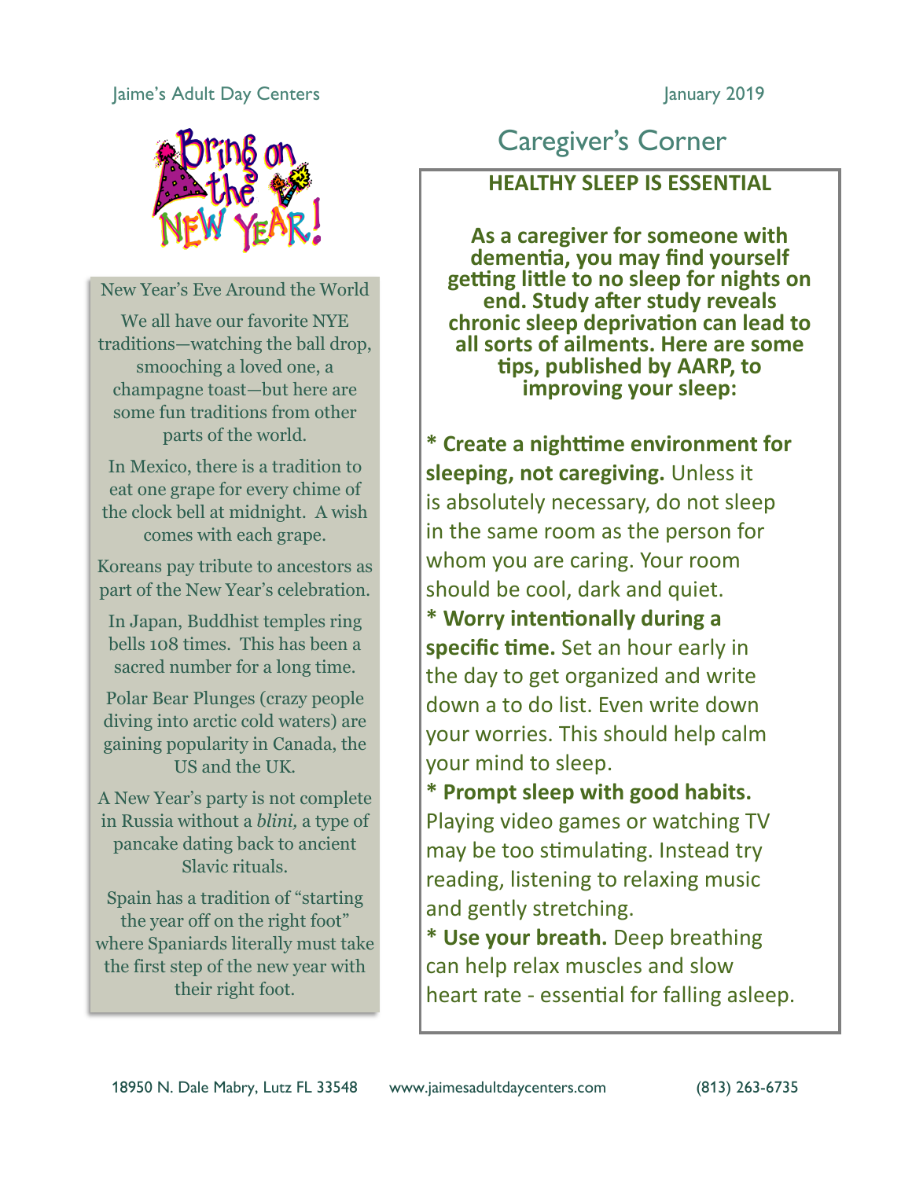Jaime's Adult Day Centers

January 2019

Bring on the NEW YEAR!

## New Year's Eve Around the World

We all have our favorite NYE traditions—watching the ball drop, smooching a loved one, a champagne toast—but here are some fun traditions from other parts of the world.

In Mexico, there is a tradition to eat one grape for every chime of the clock bell at midnight. A wish comes with each grape.

Koreans pay tribute to ancestors as part of the New Year's celebration.

In Japan, Buddhist temples ring bells 108 times. This has been a sacred number for a long time.

Polar Bear Plunges (crazy people diving into arctic cold waters) are gaining popularity in Canada, the US and the UK.

A New Year's party is not complete in Russia without a *blini,* a type of pancake dating back to ancient Slavic rituals.

Spain has a tradition of "starting the year off on the right foot" where Spaniards literally must take the first step of the new year with their right foot.

# Caregiver's Corner

## HEALTHY SLEEP IS ESSENTIAL

**As a caregiver for someone with dementia, you may find yourself getting little to no sleep for nights on end. Study after study reveals chronic sleep deprivation can lead to all sorts of ailments. Here are some tips, published by AARP, to improving your sleep:**

* **Create a nighttime environment for sleeping, not caregiving.** Unless it is absolutely necessary, do not sleep in the same room as the person for whom you are caring. Your room should be cool, dark and quiet.

* **Worry intentionally during a specific time.** Set an hour early in the day to get organized and write down a to do list. Even write down your worries. This should help calm your mind to sleep.

* **Prompt sleep with good habits.** Playing video games or watching TV may be too stimulating. Instead try reading, listening to relaxing music and gently stretching.

* **Use your breath.** Deep breathing can help relax muscles and slow heart rate - essential for falling asleep.

18950 N. Dale Mabry, Lutz FL 33548 www.jaimesadultdaycenters.com (813) 263-6735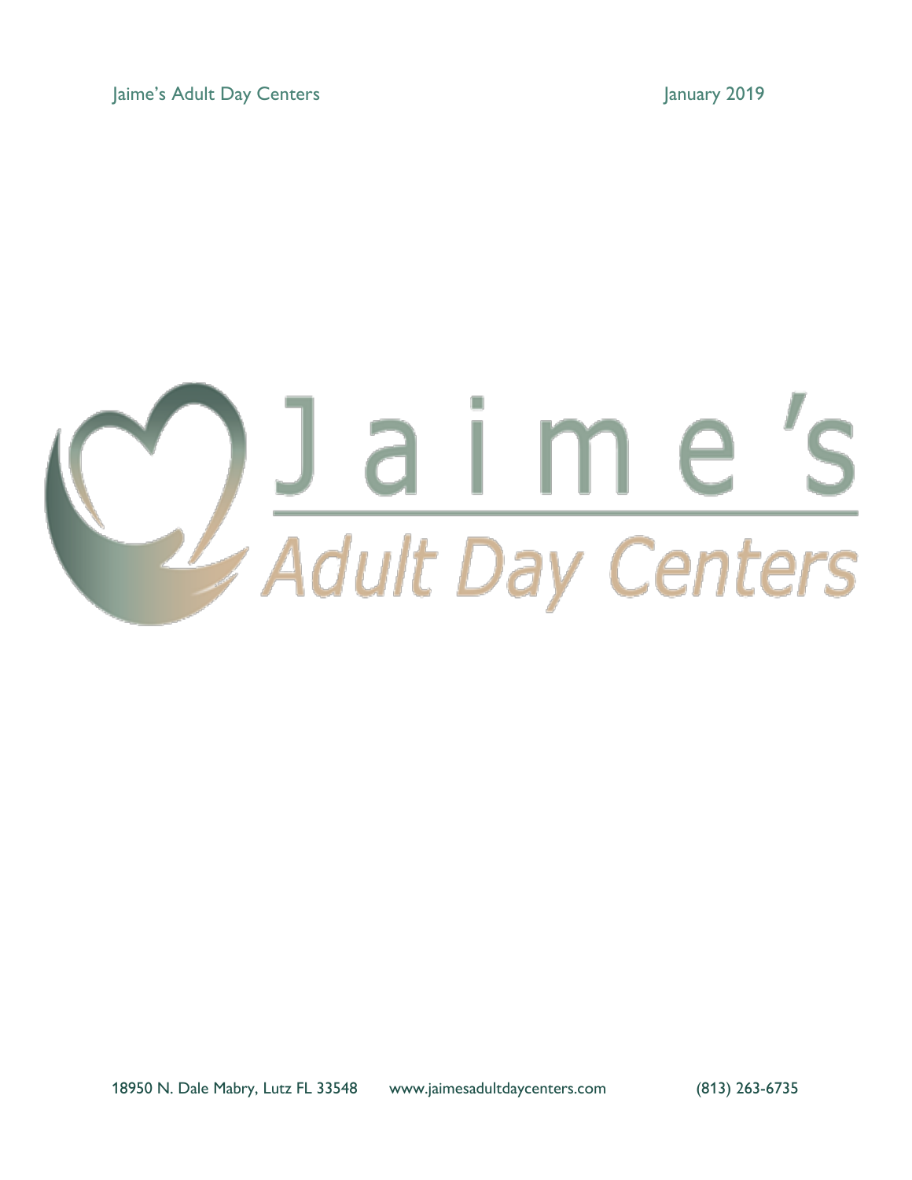# Jaime's

## *Adult Day Centers*

18950 N. Dale Mabry, Lutz FL 33548 www.jaimesadultdaycenters.com (813) 263-6735